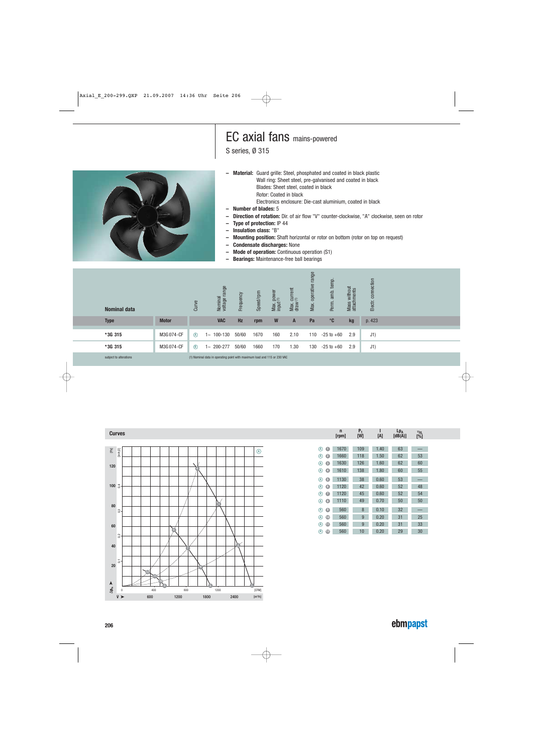# EC axial fans mains-powered

S series, Ø 315

- **Material:** Guard grille: Steel, phosphated and coated in black plastic
  Wall ring: Sheet steel, pre-galvanised and coated in black
  Blades: Sheet steel, coated in black
  Rotor: Coated in black
  Electronics enclosure: Die-cast aluminium, coated in black
- **Number of blades:** 5
- **Direction of rotation:** Dir. of air flow "V" counter-clockwise, "A" clockwise, seen on rotor
- **Type of protection:** IP 44
- **Insulation class:** "B"
- **Mounting position:** Shaft horizontal or rotor on bottom (rotor on top on request)
- **Condensate discharges:** None
- **Mode of operation:** Continuous operation (S1)
- **Bearings:** Maintenance-free ball bearings

| Nominal data | | Curve | Nominal voltage range | Frequency | Speed/rpm | Max. power input(1) | Max. current draw(1) | Max. operative range | Perm. amb. temp. | Mass without attachments | Electr. connection |
|---|---|---|---|---|---|---|---|---|---|---|---|
| Type | Motor | | VAC | Hz | rpm | W | A | Pa | °C | kg | p. 423 |
| *3G 315 | M3G 074-CF | A | 1~ 100-130 | 50/60 | 1670 | 160 | 2.10 | 110 | -25 to +60 | 2.9 | J1) |
| *3G 315 | M3G 074-CF | B | 1~ 200-277 | 50/60 | 1660 | 170 | 1.30 | 130 | -25 to +60 | 2.9 | J1) |

subject to alterations

(1) Nominal data in operating point with maximum load and 115 or 230 VAC

## Curves

| Curve | Point | n [rpm] | $P_1$ [W] | I [A] | $L_{pA}$ [dB(A)] | $\eta_{stL}$ [%] |
|---|---|---|---|---|---|---|
| A | 1 | 1670 | 109 | 1.40 | 63 | — |
| A | 2 | 1660 | 118 | 1.50 | 62 | 53 |
| A | 3 | 1630 | 126 | 1.60 | 62 | 60 |
| A | 4 | 1610 | 138 | 1.80 | 60 | 55 |
| A | 5 | 1130 | 38 | 0.60 | 53 | — |
| A | 6 | 1120 | 42 | 0.60 | 52 | 48 |
| A | 7 | 1120 | 45 | 0.60 | 52 | 54 |
| A | 8 | 1110 | 49 | 0.70 | 50 | 50 |
| A | 9 | 560 | 8 | 0.10 | 32 | — |
| A | 10 | 560 | 9 | 0.20 | 31 | 25 |
| A | 11 | 560 | 9 | 0.20 | 31 | 33 |
| A | 12 | 560 | 10 | 0.20 | 29 | 30 |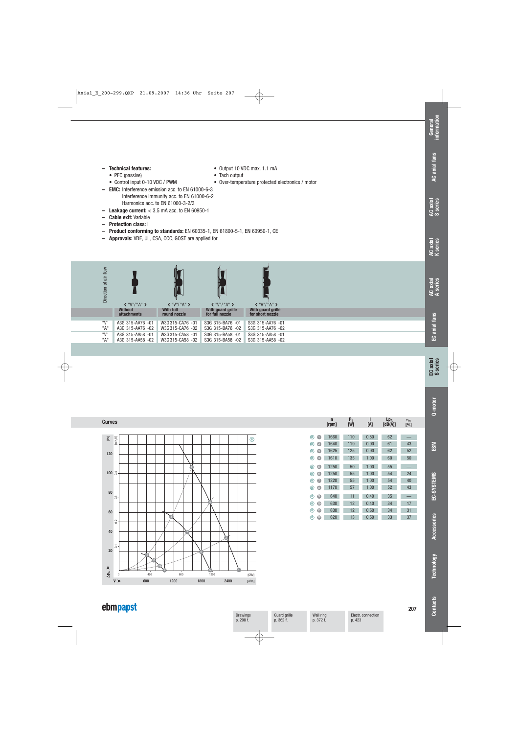- **Technical features:**
  - PFC (passive)
  - Control input 0-10 VDC / PWM
  - Output 10 VDC max. 1.1 mA
  - Tach output
  - Over-temperature protected electronics / motor
- **EMC:** Interference emission acc. to EN 61000-6-3
  Interference immunity acc. to EN 61000-6-2
  Harmonics acc. to EN 61000-3-2/3
- **Leakage current:** < 3.5 mA acc. to EN 60950-1
- **Cable exit:** Variable
- **Protection class:** I
- **Product conforming to standards:** EN 60335-1, EN 61800-5-1, EN 60950-1, CE
- **Approvals:** VDE, UL, CSA, CCC, GOST are applied for

| Direction of air flow | Without attachments | With full round nozzle | With guard grille for full nozzle | With guard grille for short nozzle |
|---|---|---|---|---|
| "V" | A3G 315-AA76 -01 | W3G 315-CA76 -01 | S3G 315-BA76 -01 | S3G 315-AA76 -01 |
| "A" | A3G 315-AA76 -02 | W3G 315-CA76 -02 | S3G 315-BA76 -02 | S3G 315-AA76 -02 |
| "V" | A3G 315-AA58 -01 | W3G 315-CA58 -01 | S3G 315-BA58 -01 | S3G 315-AA58 -01 |
| "A" | A3G 315-AA58 -02 | W3G 315-CA58 -02 | S3G 315-BA58 -02 | S3G 315-AA58 -02 |

## Curves

| | n [rpm] | $P_1$ [W] | I [A] | $L_{pA}$ [dB(A)] | $\eta_{fa}$ [%] |
|---|---|---|---|---|---|
| 1 | 1660 | 110 | 0.80 | 62 | — |
| 2 | 1640 | 119 | 0.90 | 61 | 43 |
| 3 | 1625 | 125 | 0.90 | 62 | 52 |
| 4 | 1610 | 135 | 1.00 | 60 | 50 |
| 5 | 1250 | 50 | 1.00 | 55 | — |
| 6 | 1250 | 55 | 1.00 | 54 | 24 |
| 7 | 1220 | 55 | 1.00 | 54 | 40 |
| 8 | 1170 | 57 | 1.00 | 52 | 43 |
| 9 | 640 | 11 | 0.40 | 35 | — |
| 10 | 630 | 12 | 0.40 | 34 | 17 |
| 11 | 630 | 12 | 0.50 | 34 | 31 |
| 12 | 620 | 13 | 0.50 | 33 | 37 |

Drawings p. 208 f. | Guard grille p. 362 f. | Wall ring p. 372 f. | Electr. connection p. 423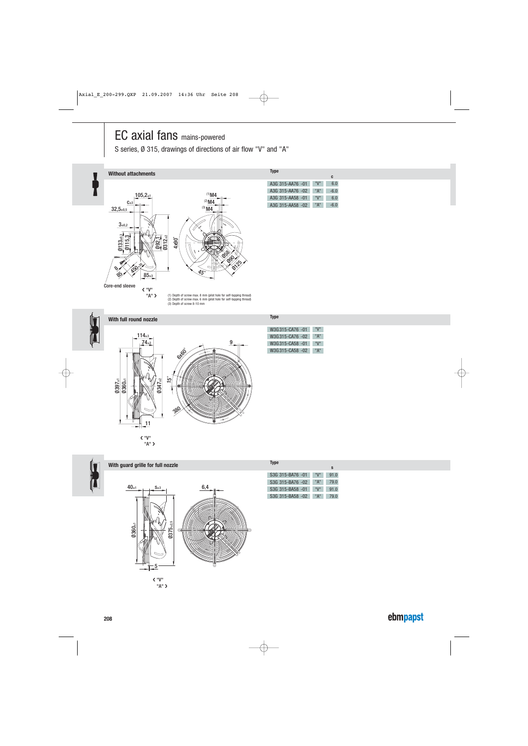# EC axial fans mains-powered

S series, Ø 315, drawings of directions of air flow "V" and "A"

## Without attachments

| Type | | c |
|---|---|---|
| A3G 315-AA76 -01 | "V" | 6.0 |
| A3G 315-AA76 -02 | "A" | -6.0 |
| A3G 315-AA58 -01 | "V" | 6.0 |
| A3G 315-AA58 -02 | "A" | -6.0 |

Core-end sleeve

(1) Depth of screw max. 8 mm (pilot hole for self-tapping thread)
(2) Depth of screw max. 6 mm (pilot hole for self-tapping thread)
(3) Depth of screw 8-10 mm

## With full round nozzle

| Type | |
|---|---|
| W3G315-CA76 -01 | "V" |
| W3G315-CA76 -02 | "A" |
| W3G315-CA58 -01 | "V" |
| W3G315-CA58 -02 | "A" |

## With guard grille for full nozzle

| Type | | s |
|---|---|---|
| S3G 315-BA76 -01 | "V" | 91.0 |
| S3G 315-BA76 -02 | "A" | 79.0 |
| S3G 315-BA58 -01 | "V" | 91.0 |
| S3G 315-BA58 -02 | "A" | 79.0 |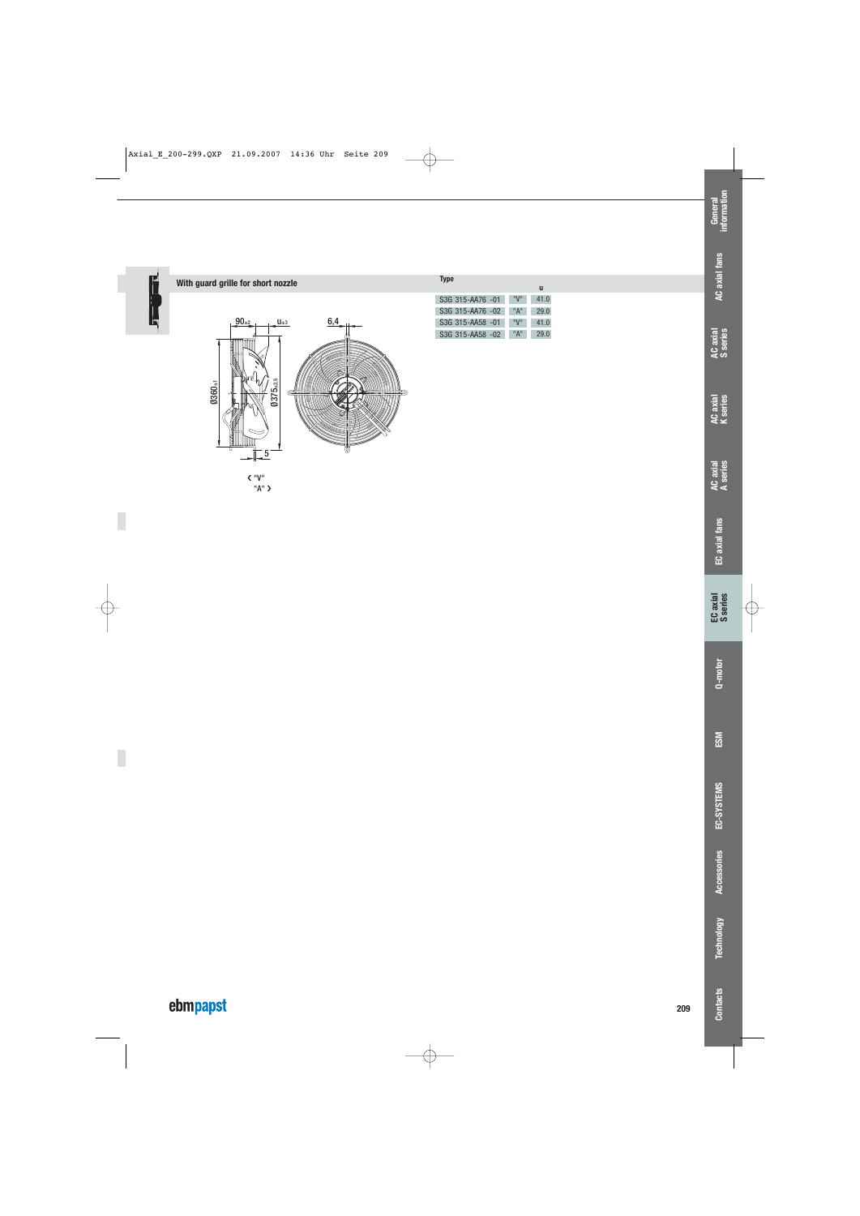## With guard grille for short nozzle

| Type | | u |
|---|---|---|
| S3G 315-AA76 -01 | "V" | 41.0 |
| S3G 315-AA76 -02 | "A" | 29.0 |
| S3G 315-AA58 -01 | "V" | 41.0 |
| S3G 315-AA58 -02 | "A" | 29.0 |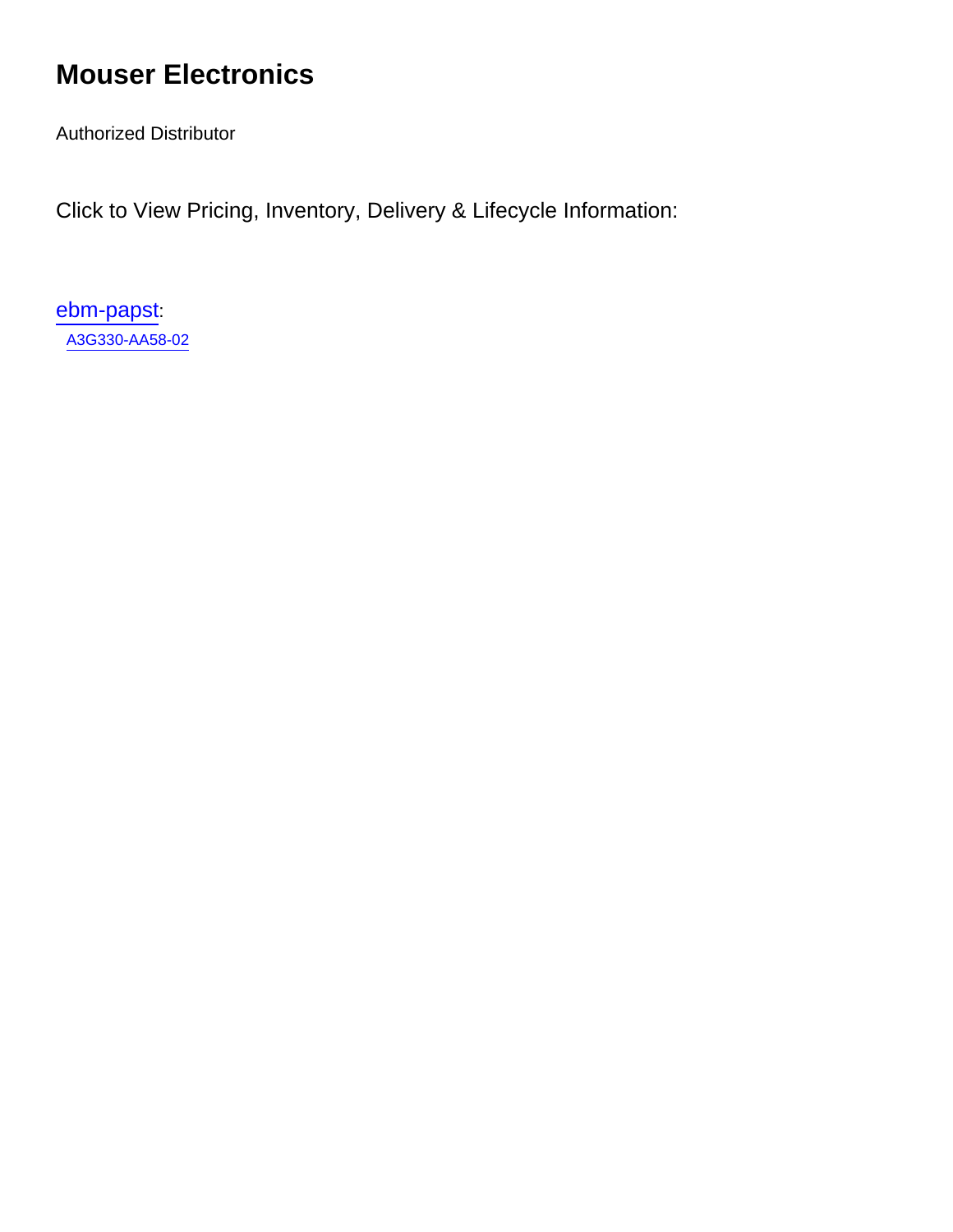# Mouser Electronics

Authorized Distributor

Click to View Pricing, Inventory, Delivery & Lifecycle Information:

ebm-papst:

A3G330-AA58-02